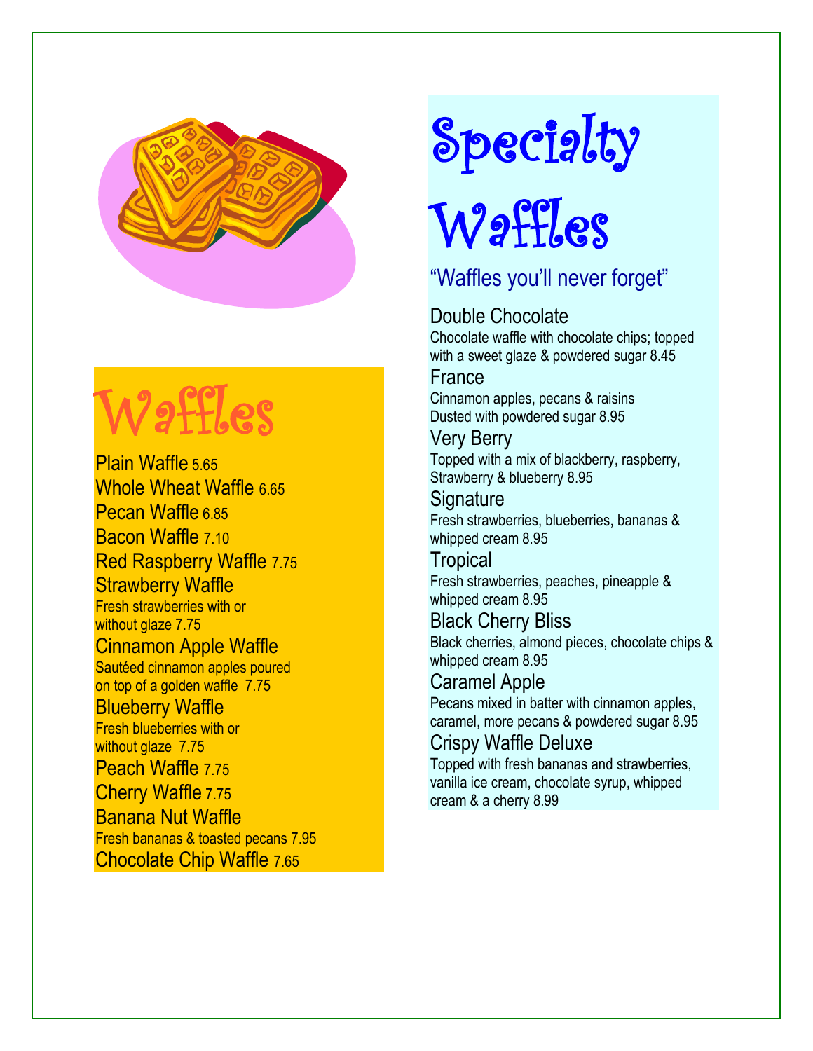# Waffles

Plain Waffle 5.65

Whole Wheat Waffle 6.65

Pecan Waffle 6.85

Bacon Waffle 7.10

Red Raspberry Waffle 7.75

Strawberry Waffle
Fresh strawberries with or without glaze 7.75

Cinnamon Apple Waffle
Sautéed cinnamon apples poured on top of a golden waffle 7.75

Blueberry Waffle
Fresh blueberries with or without glaze 7.75

Peach Waffle 7.75

Cherry Waffle 7.75

Banana Nut Waffle
Fresh bananas & toasted pecans 7.95

Chocolate Chip Waffle 7.65

# Specialty Waffles

"Waffles you'll never forget"

Double Chocolate
Chocolate waffle with chocolate chips; topped with a sweet glaze & powdered sugar 8.45

France
Cinnamon apples, pecans & raisins
Dusted with powdered sugar 8.95

Very Berry
Topped with a mix of blackberry, raspberry, Strawberry & blueberry 8.95

Signature
Fresh strawberries, blueberries, bananas & whipped cream 8.95

Tropical
Fresh strawberries, peaches, pineapple & whipped cream 8.95

Black Cherry Bliss
Black cherries, almond pieces, chocolate chips & whipped cream 8.95

Caramel Apple
Pecans mixed in batter with cinnamon apples, caramel, more pecans & powdered sugar 8.95

Crispy Waffle Deluxe
Topped with fresh bananas and strawberries, vanilla ice cream, chocolate syrup, whipped cream & a cherry 8.99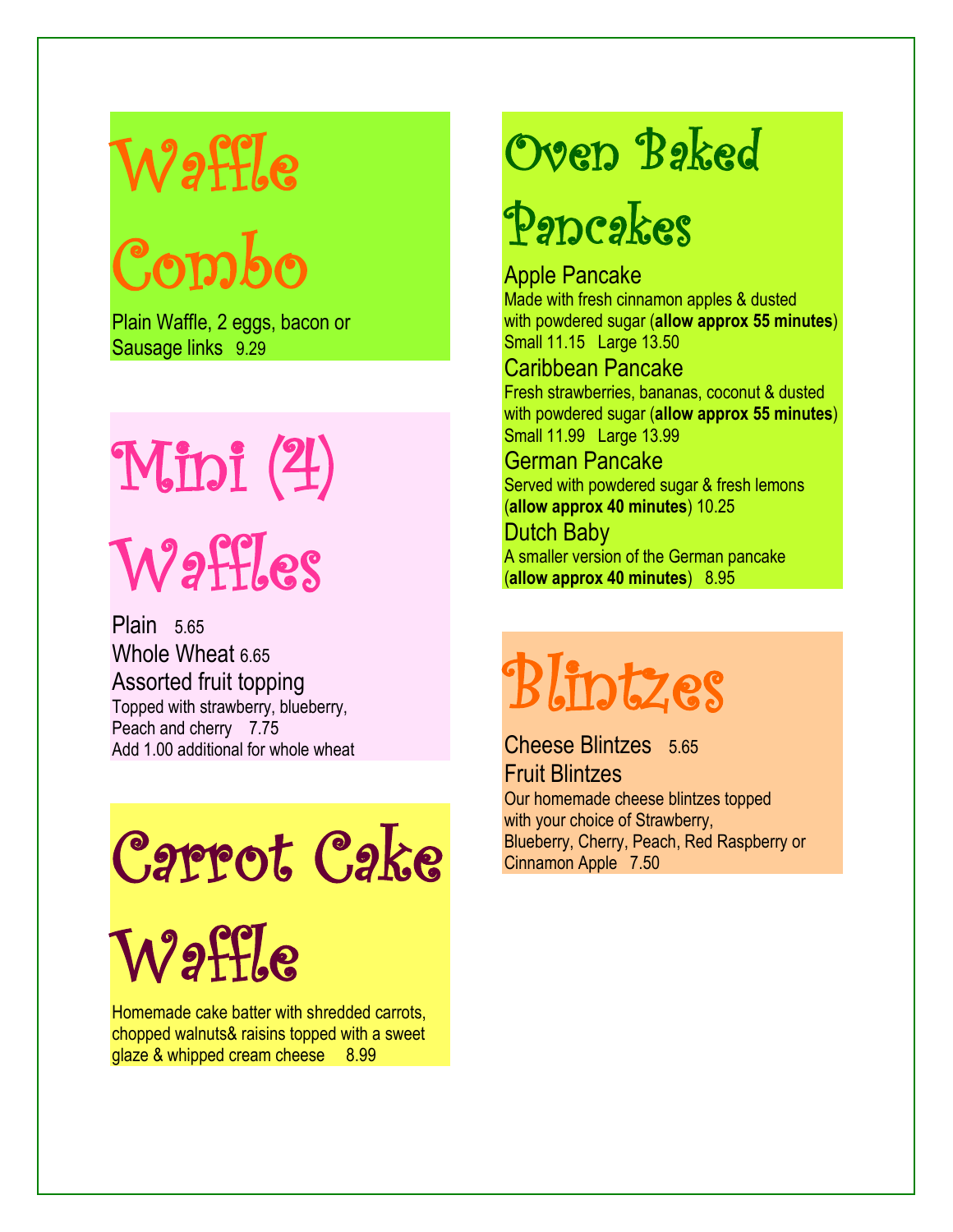## Waffle Combo

Plain Waffle, 2 eggs, bacon or Sausage links 9.29

## Mini (4) Waffles

Plain 5.65

Whole Wheat 6.65

Assorted fruit topping

Topped with strawberry, blueberry, Peach and cherry 7.75

Add 1.00 additional for whole wheat

## Carrot Cake Waffle

Homemade cake batter with shredded carrots, chopped walnuts& raisins topped with a sweet glaze & whipped cream cheese 8.99

## Oven Baked Pancakes

Apple Pancake

Made with fresh cinnamon apples & dusted with powdered sugar (**allow approx 55 minutes**)

Small 11.15 Large 13.50

Caribbean Pancake

Fresh strawberries, bananas, coconut & dusted with powdered sugar (**allow approx 55 minutes**)

Small 11.99 Large 13.99

German Pancake

Served with powdered sugar & fresh lemons (**allow approx 40 minutes**) 10.25

Dutch Baby

A smaller version of the German pancake (**allow approx 40 minutes**) 8.95

## Blintzes

Cheese Blintzes 5.65

Fruit Blintzes

Our homemade cheese blintzes topped with your choice of Strawberry, Blueberry, Cherry, Peach, Red Raspberry or Cinnamon Apple 7.50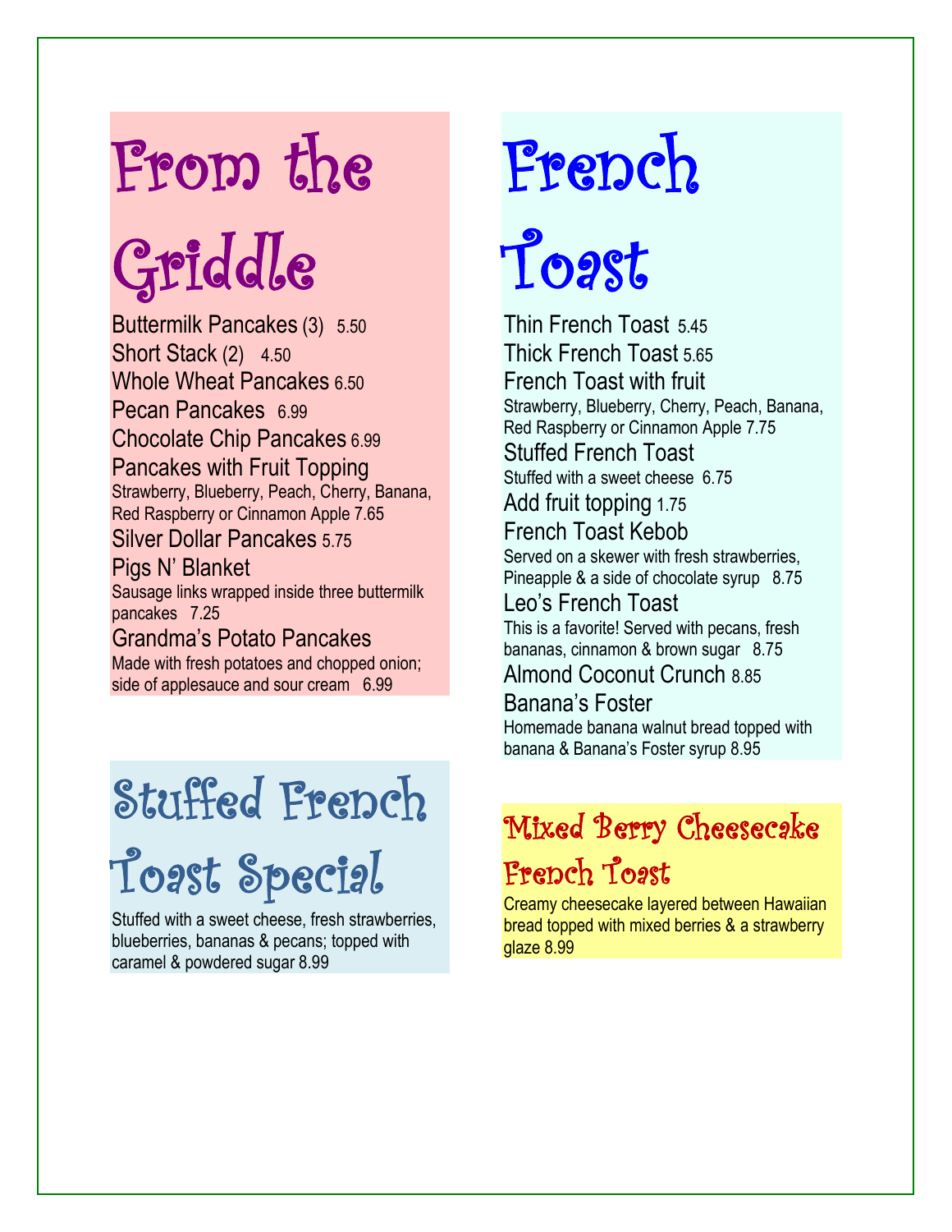# From the Griddle

Buttermilk Pancakes (3) 5.50

Short Stack (2) 4.50

Whole Wheat Pancakes 6.50

Pecan Pancakes 6.99

Chocolate Chip Pancakes 6.99

Pancakes with Fruit Topping
Strawberry, Blueberry, Peach, Cherry, Banana, Red Raspberry or Cinnamon Apple 7.65

Silver Dollar Pancakes 5.75

Pigs N' Blanket
Sausage links wrapped inside three buttermilk pancakes 7.25

Grandma's Potato Pancakes
Made with fresh potatoes and chopped onion; side of applesauce and sour cream 6.99

# Stuffed French Toast Special

Stuffed with a sweet cheese, fresh strawberries, blueberries, bananas & pecans; topped with caramel & powdered sugar 8.99

# French Toast

Thin French Toast 5.45

Thick French Toast 5.65

French Toast with fruit
Strawberry, Blueberry, Cherry, Peach, Banana, Red Raspberry or Cinnamon Apple 7.75

Stuffed French Toast
Stuffed with a sweet cheese 6.75

Add fruit topping 1.75

French Toast Kebob
Served on a skewer with fresh strawberries, Pineapple & a side of chocolate syrup 8.75

Leo's French Toast
This is a favorite! Served with pecans, fresh bananas, cinnamon & brown sugar 8.75

Almond Coconut Crunch 8.85

Banana's Foster
Homemade banana walnut bread topped with banana & Banana's Foster syrup 8.95

## Mixed Berry Cheesecake French Toast

Creamy cheesecake layered between Hawaiian bread topped with mixed berries & a strawberry glaze 8.99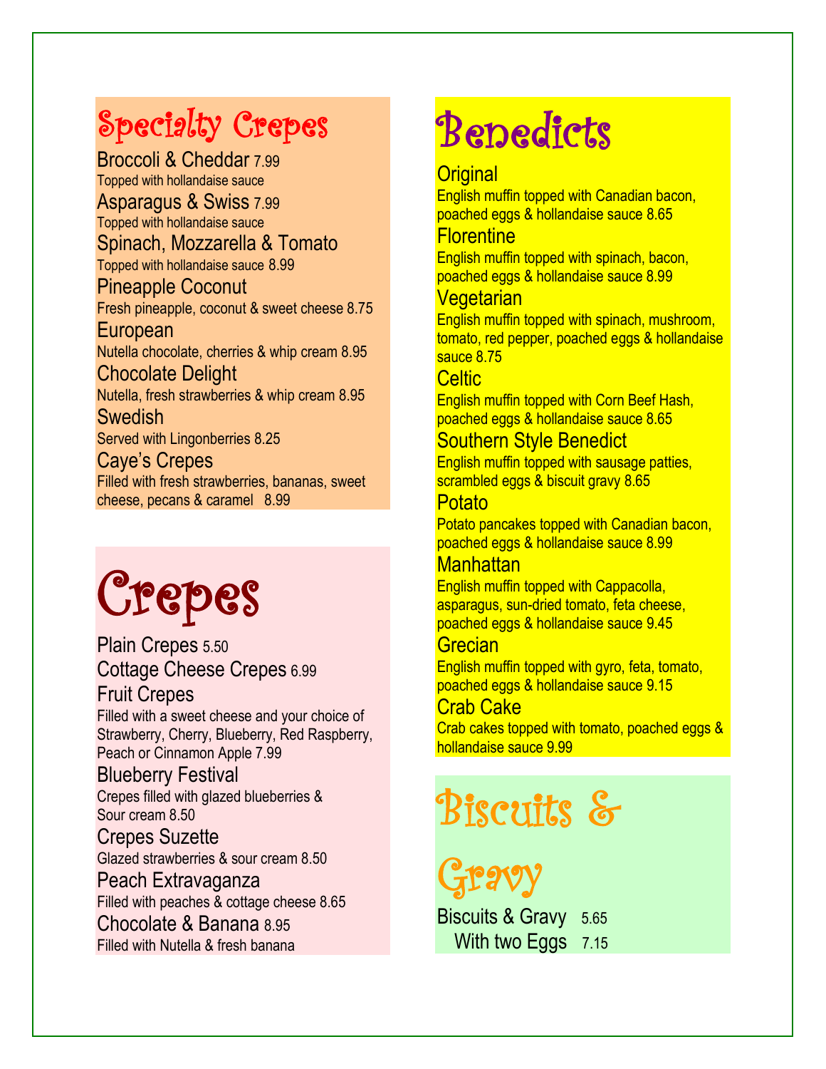## Specialty Crepes

**Broccoli & Cheddar** 7.99
Topped with hollandaise sauce

**Asparagus & Swiss** 7.99
Topped with hollandaise sauce

**Spinach, Mozzarella & Tomato**
Topped with hollandaise sauce 8.99

**Pineapple Coconut**
Fresh pineapple, coconut & sweet cheese 8.75

**European**
Nutella chocolate, cherries & whip cream 8.95

**Chocolate Delight**
Nutella, fresh strawberries & whip cream 8.95

**Swedish**
Served with Lingonberries 8.25

**Caye's Crepes**
Filled with fresh strawberries, bananas, sweet cheese, pecans & caramel 8.99

## Crepes

**Plain Crepes** 5.50

**Cottage Cheese Crepes** 6.99

**Fruit Crepes**
Filled with a sweet cheese and your choice of Strawberry, Cherry, Blueberry, Red Raspberry, Peach or Cinnamon Apple 7.99

**Blueberry Festival**
Crepes filled with glazed blueberries & Sour cream 8.50

**Crepes Suzette**
Glazed strawberries & sour cream 8.50

**Peach Extravaganza**
Filled with peaches & cottage cheese 8.65

**Chocolate & Banana** 8.95
Filled with Nutella & fresh banana

## Benedicts

**Original**
English muffin topped with Canadian bacon, poached eggs & hollandaise sauce 8.65

**Florentine**
English muffin topped with spinach, bacon, poached eggs & hollandaise sauce 8.99

**Vegetarian**
English muffin topped with spinach, mushroom, tomato, red pepper, poached eggs & hollandaise sauce 8.75

**Celtic**
English muffin topped with Corn Beef Hash, poached eggs & hollandaise sauce 8.65

**Southern Style Benedict**
English muffin topped with sausage patties, scrambled eggs & biscuit gravy 8.65

**Potato**
Potato pancakes topped with Canadian bacon, poached eggs & hollandaise sauce 8.99

**Manhattan**
English muffin topped with Cappacolla, asparagus, sun-dried tomato, feta cheese, poached eggs & hollandaise sauce 9.45

**Grecian**
English muffin topped with gyro, feta, tomato, poached eggs & hollandaise sauce 9.15

**Crab Cake**
Crab cakes topped with tomato, poached eggs & hollandaise sauce 9.99

## Biscuits & Gravy

Biscuits & Gravy 5.65
With two Eggs 7.15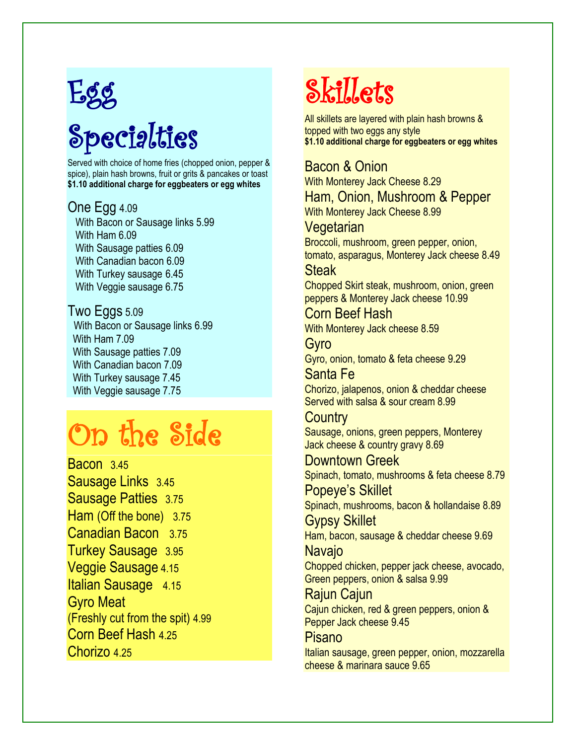# Egg Specialties

Served with choice of home fries (chopped onion, pepper & spice), plain hash browns, fruit or grits & pancakes or toast
**$1.10 additional charge for eggbeaters or egg whites**

### One Egg 4.09

- With Bacon or Sausage links 5.99
- With Ham 6.09
- With Sausage patties 6.09
- With Canadian bacon 6.09
- With Turkey sausage 6.45
- With Veggie sausage 6.75

### Two Eggs 5.09

- With Bacon or Sausage links 6.99
- With Ham 7.09
- With Sausage patties 7.09
- With Canadian bacon 7.09
- With Turkey sausage 7.45
- With Veggie sausage 7.75

# On the Side

- Bacon 3.45
- Sausage Links 3.45
- Sausage Patties 3.75
- Ham (Off the bone) 3.75
- Canadian Bacon 3.75
- Turkey Sausage 3.95
- Veggie Sausage 4.15
- Italian Sausage 4.15
- Gyro Meat (Freshly cut from the spit) 4.99
- Corn Beef Hash 4.25
- Chorizo 4.25

# Skillets

All skillets are layered with plain hash browns & topped with two eggs any style
**$1.10 additional charge for eggbeaters or egg whites**

### Bacon & Onion
With Monterey Jack Cheese 8.29

### Ham, Onion, Mushroom & Pepper
With Monterey Jack Cheese 8.99

### Vegetarian
Broccoli, mushroom, green pepper, onion, tomato, asparagus, Monterey Jack cheese 8.49

### Steak
Chopped Skirt steak, mushroom, onion, green peppers & Monterey Jack cheese 10.99

### Corn Beef Hash
With Monterey Jack cheese 8.59

### Gyro
Gyro, onion, tomato & feta cheese 9.29

### Santa Fe
Chorizo, jalapenos, onion & cheddar cheese
Served with salsa & sour cream 8.99

### Country
Sausage, onions, green peppers, Monterey Jack cheese & country gravy 8.69

### Downtown Greek
Spinach, tomato, mushrooms & feta cheese 8.79

### Popeye's Skillet
Spinach, mushrooms, bacon & hollandaise 8.89

### Gypsy Skillet
Ham, bacon, sausage & cheddar cheese 9.69

### Navajo
Chopped chicken, pepper jack cheese, avocado, Green peppers, onion & salsa 9.99

### Rajun Cajun
Cajun chicken, red & green peppers, onion & Pepper Jack cheese 9.45

### Pisano
Italian sausage, green pepper, onion, mozzarella cheese & marinara sauce 9.65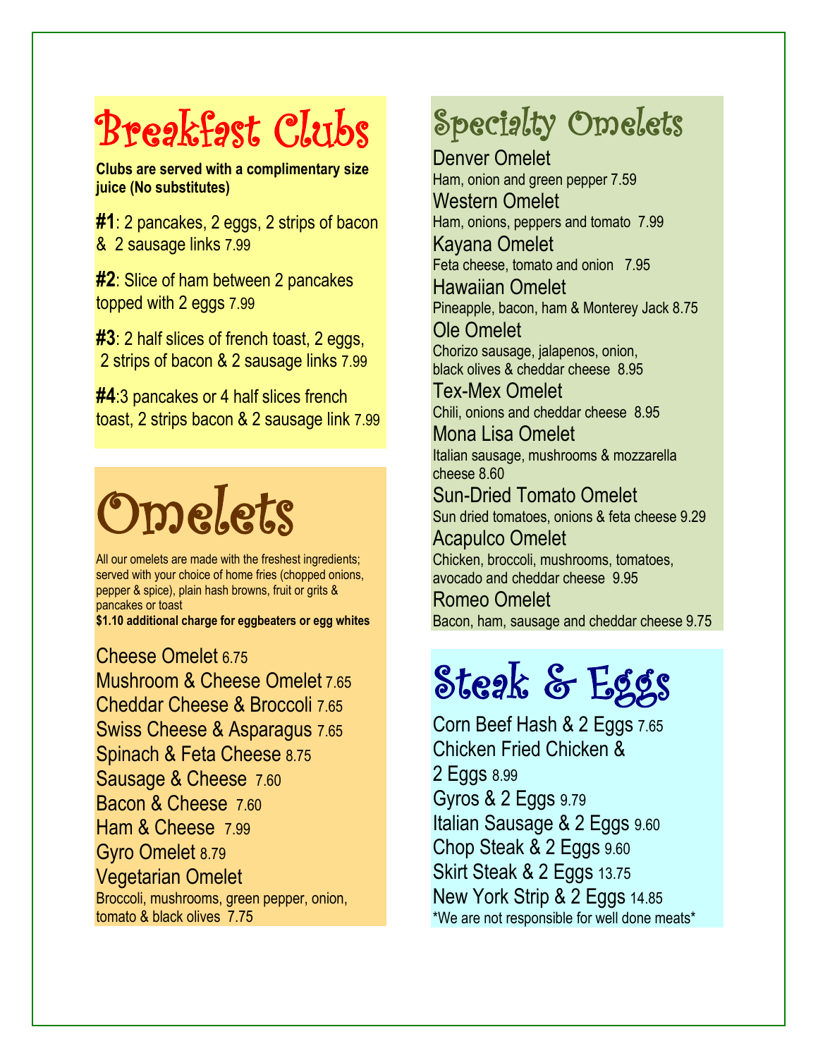# Breakfast Clubs

**Clubs are served with a complimentary size juice (No substitutes)**

**#1**: 2 pancakes, 2 eggs, 2 strips of bacon & 2 sausage links 7.99

**#2**: Slice of ham between 2 pancakes topped with 2 eggs 7.99

**#3**: 2 half slices of french toast, 2 eggs, 2 strips of bacon & 2 sausage links 7.99

**#4**:3 pancakes or 4 half slices french toast, 2 strips bacon & 2 sausage link 7.99

# Omelets

All our omelets are made with the freshest ingredients; served with your choice of home fries (chopped onions, pepper & spice), plain hash browns, fruit or grits & pancakes or toast
**$1.10 additional charge for eggbeaters or egg whites**

Cheese Omelet 6.75
Mushroom & Cheese Omelet 7.65
Cheddar Cheese & Broccoli 7.65
Swiss Cheese & Asparagus 7.65
Spinach & Feta Cheese 8.75
Sausage & Cheese 7.60
Bacon & Cheese 7.60
Ham & Cheese 7.99
Gyro Omelet 8.79
Vegetarian Omelet
Broccoli, mushrooms, green pepper, onion, tomato & black olives 7.75

# Specialty Omelets

Denver Omelet
Ham, onion and green pepper 7.59
Western Omelet
Ham, onions, peppers and tomato 7.99
Kayana Omelet
Feta cheese, tomato and onion 7.95
Hawaiian Omelet
Pineapple, bacon, ham & Monterey Jack 8.75
Ole Omelet
Chorizo sausage, jalapenos, onion, black olives & cheddar cheese 8.95
Tex-Mex Omelet
Chili, onions and cheddar cheese 8.95
Mona Lisa Omelet
Italian sausage, mushrooms & mozzarella cheese 8.60
Sun-Dried Tomato Omelet
Sun dried tomatoes, onions & feta cheese 9.29
Acapulco Omelet
Chicken, broccoli, mushrooms, tomatoes, avocado and cheddar cheese 9.95
Romeo Omelet
Bacon, ham, sausage and cheddar cheese 9.75

# Steak & Eggs

Corn Beef Hash & 2 Eggs 7.65
Chicken Fried Chicken & 2 Eggs 8.99
Gyros & 2 Eggs 9.79
Italian Sausage & 2 Eggs 9.60
Chop Steak & 2 Eggs 9.60
Skirt Steak & 2 Eggs 13.75
New York Strip & 2 Eggs 14.85
*We are not responsible for well done meats*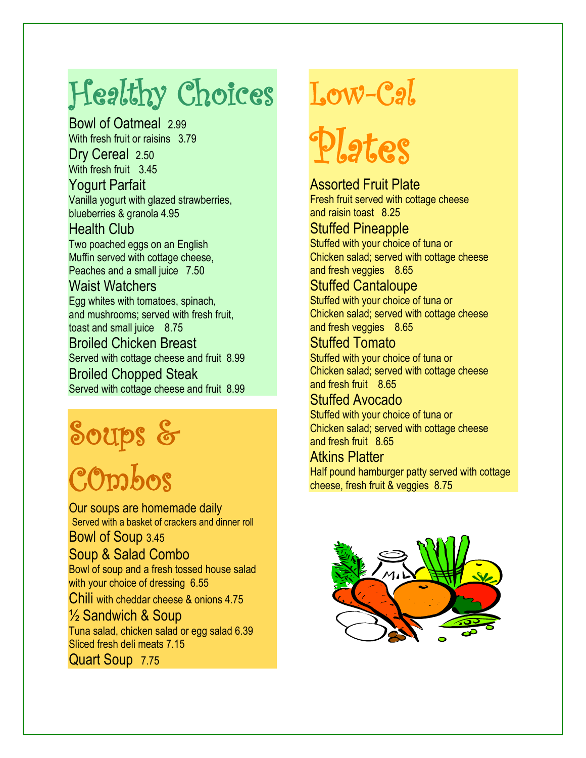# Healthy Choices

**Bowl of Oatmeal** 2.99
With fresh fruit or raisins 3.79

**Dry Cereal** 2.50
With fresh fruit 3.45

**Yogurt Parfait**
Vanilla yogurt with glazed strawberries, blueberries & granola 4.95

**Health Club**
Two poached eggs on an English Muffin served with cottage cheese, Peaches and a small juice 7.50

**Waist Watchers**
Egg whites with tomatoes, spinach, and mushrooms; served with fresh fruit, toast and small juice 8.75

**Broiled Chicken Breast**
Served with cottage cheese and fruit 8.99

**Broiled Chopped Steak**
Served with cottage cheese and fruit 8.99

# Soups & COmbos

Our soups are homemade daily
Served with a basket of crackers and dinner roll

**Bowl of Soup** 3.45

**Soup & Salad Combo**
Bowl of soup and a fresh tossed house salad with your choice of dressing 6.55

**Chili** with cheddar cheese & onions 4.75

**½ Sandwich & Soup**
Tuna salad, chicken salad or egg salad 6.39
Sliced fresh deli meats 7.15

**Quart Soup** 7.75

# Low-Cal Plates

**Assorted Fruit Plate**
Fresh fruit served with cottage cheese and raisin toast 8.25

**Stuffed Pineapple**
Stuffed with your choice of tuna or Chicken salad; served with cottage cheese and fresh veggies 8.65

**Stuffed Cantaloupe**
Stuffed with your choice of tuna or Chicken salad; served with cottage cheese and fresh veggies 8.65

**Stuffed Tomato**
Stuffed with your choice of tuna or Chicken salad; served with cottage cheese and fresh fruit 8.65

**Stuffed Avocado**
Stuffed with your choice of tuna or Chicken salad; served with cottage cheese and fresh fruit 8.65

**Atkins Platter**
Half pound hamburger patty served with cottage cheese, fresh fruit & veggies 8.75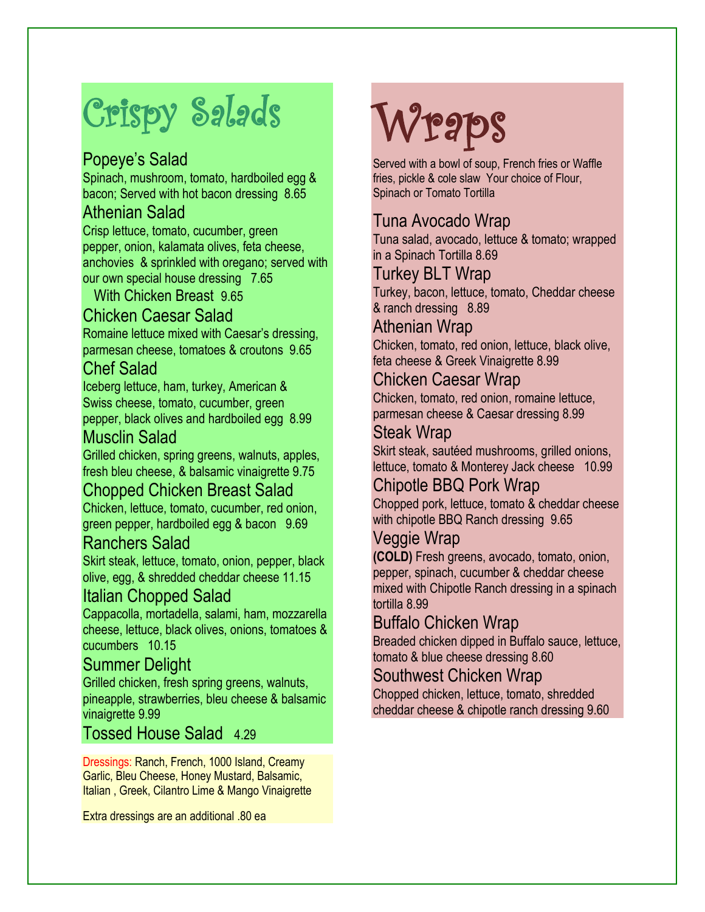# Crispy Salads

### Popeye's Salad

Spinach, mushroom, tomato, hardboiled egg & bacon; Served with hot bacon dressing 8.65

### Athenian Salad

Crisp lettuce, tomato, cucumber, green pepper, onion, kalamata olives, feta cheese, anchovies & sprinkled with oregano; served with our own special house dressing 7.65

With Chicken Breast 9.65

### Chicken Caesar Salad

Romaine lettuce mixed with Caesar's dressing, parmesan cheese, tomatoes & croutons 9.65

### Chef Salad

Iceberg lettuce, ham, turkey, American & Swiss cheese, tomato, cucumber, green pepper, black olives and hardboiled egg 8.99

### Musclin Salad

Grilled chicken, spring greens, walnuts, apples, fresh bleu cheese, & balsamic vinaigrette 9.75

### Chopped Chicken Breast Salad

Chicken, lettuce, tomato, cucumber, red onion, green pepper, hardboiled egg & bacon 9.69

### Ranchers Salad

Skirt steak, lettuce, tomato, onion, pepper, black olive, egg, & shredded cheddar cheese 11.15

### Italian Chopped Salad

Cappacolla, mortadella, salami, ham, mozzarella cheese, lettuce, black olives, onions, tomatoes & cucumbers 10.15

### Summer Delight

Grilled chicken, fresh spring greens, walnuts, pineapple, strawberries, bleu cheese & balsamic vinaigrette 9.99

### Tossed House Salad 4.29

Dressings: Ranch, French, 1000 Island, Creamy Garlic, Bleu Cheese, Honey Mustard, Balsamic, Italian , Greek, Cilantro Lime & Mango Vinaigrette

Extra dressings are an additional .80 ea

# Wraps

Served with a bowl of soup, French fries or Waffle fries, pickle & cole slaw Your choice of Flour, Spinach or Tomato Tortilla

### Tuna Avocado Wrap

Tuna salad, avocado, lettuce & tomato; wrapped in a Spinach Tortilla 8.69

### Turkey BLT Wrap

Turkey, bacon, lettuce, tomato, Cheddar cheese & ranch dressing 8.89

### Athenian Wrap

Chicken, tomato, red onion, lettuce, black olive, feta cheese & Greek Vinaigrette 8.99

### Chicken Caesar Wrap

Chicken, tomato, red onion, romaine lettuce, parmesan cheese & Caesar dressing 8.99

### Steak Wrap

Skirt steak, sautéed mushrooms, grilled onions, lettuce, tomato & Monterey Jack cheese 10.99

### Chipotle BBQ Pork Wrap

Chopped pork, lettuce, tomato & cheddar cheese with chipotle BBQ Ranch dressing 9.65

### Veggie Wrap

**(COLD)** Fresh greens, avocado, tomato, onion, pepper, spinach, cucumber & cheddar cheese mixed with Chipotle Ranch dressing in a spinach tortilla 8.99

### Buffalo Chicken Wrap

Breaded chicken dipped in Buffalo sauce, lettuce, tomato & blue cheese dressing 8.60

### Southwest Chicken Wrap

Chopped chicken, lettuce, tomato, shredded cheddar cheese & chipotle ranch dressing 9.60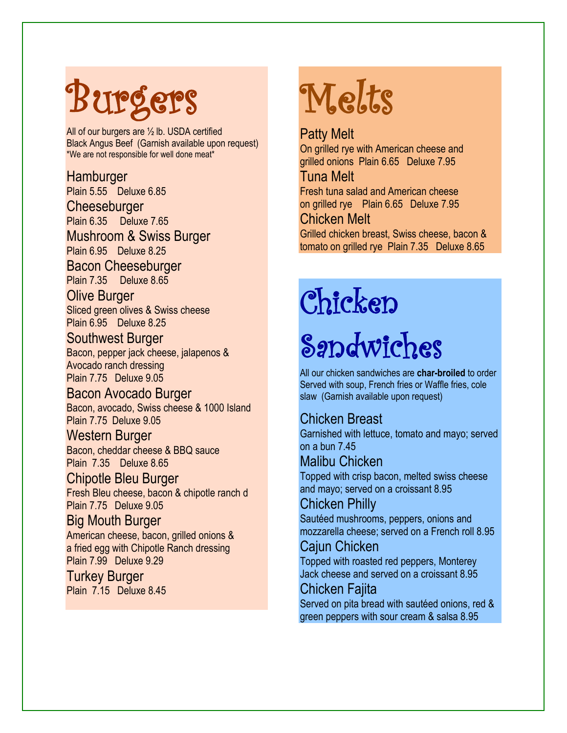# Burgers

All of our burgers are ½ lb. USDA certified Black Angus Beef (Garnish available upon request)
*We are not responsible for well done meat*

### Hamburger
Plain 5.55 Deluxe 6.85

### Cheeseburger
Plain 6.35 Deluxe 7.65

### Mushroom & Swiss Burger
Plain 6.95 Deluxe 8.25

### Bacon Cheeseburger
Plain 7.35 Deluxe 8.65

### Olive Burger
Sliced green olives & Swiss cheese
Plain 6.95 Deluxe 8.25

### Southwest Burger
Bacon, pepper jack cheese, jalapenos & Avocado ranch dressing
Plain 7.75 Deluxe 9.05

### Bacon Avocado Burger
Bacon, avocado, Swiss cheese & 1000 Island
Plain 7.75 Deluxe 9.05

### Western Burger
Bacon, cheddar cheese & BBQ sauce
Plain 7.35 Deluxe 8.65

### Chipotle Bleu Burger
Fresh Bleu cheese, bacon & chipotle ranch d
Plain 7.75 Deluxe 9.05

### Big Mouth Burger
American cheese, bacon, grilled onions & a fried egg with Chipotle Ranch dressing
Plain 7.99 Deluxe 9.29

### Turkey Burger
Plain 7.15 Deluxe 8.45

# Melts

### Patty Melt
On grilled rye with American cheese and grilled onions Plain 6.65 Deluxe 7.95

### Tuna Melt
Fresh tuna salad and American cheese on grilled rye Plain 6.65 Deluxe 7.95

### Chicken Melt
Grilled chicken breast, Swiss cheese, bacon & tomato on grilled rye Plain 7.35 Deluxe 8.65

# Chicken Sandwiches

All our chicken sandwiches are **char-broiled** to order
Served with soup, French fries or Waffle fries, cole slaw (Garnish available upon request)

### Chicken Breast
Garnished with lettuce, tomato and mayo; served on a bun 7.45

### Malibu Chicken
Topped with crisp bacon, melted swiss cheese and mayo; served on a croissant 8.95

### Chicken Philly
Sautéed mushrooms, peppers, onions and mozzarella cheese; served on a French roll 8.95

### Cajun Chicken
Topped with roasted red peppers, Monterey Jack cheese and served on a croissant 8.95

### Chicken Fajita
Served on pita bread with sautéed onions, red & green peppers with sour cream & salsa 8.95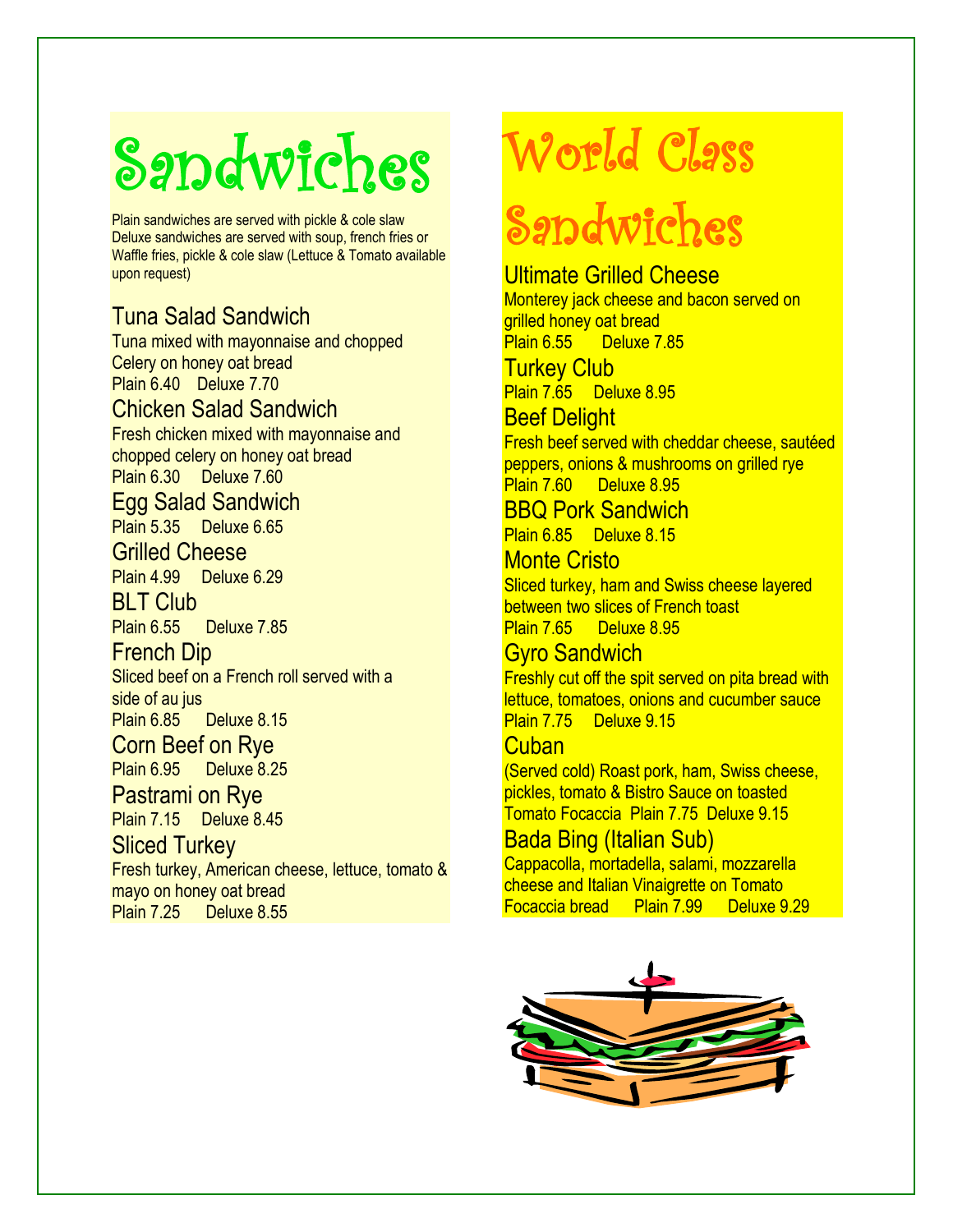# Sandwiches

Plain sandwiches are served with pickle & cole slaw
Deluxe sandwiches are served with soup, french fries or Waffle fries, pickle & cole slaw (Lettuce & Tomato available upon request)

### Tuna Salad Sandwich
Tuna mixed with mayonnaise and chopped Celery on honey oat bread
Plain 6.40 Deluxe 7.70

### Chicken Salad Sandwich
Fresh chicken mixed with mayonnaise and chopped celery on honey oat bread
Plain 6.30 Deluxe 7.60

### Egg Salad Sandwich
Plain 5.35 Deluxe 6.65

### Grilled Cheese
Plain 4.99 Deluxe 6.29

### BLT Club
Plain 6.55 Deluxe 7.85

### French Dip
Sliced beef on a French roll served with a side of au jus
Plain 6.85 Deluxe 8.15

### Corn Beef on Rye
Plain 6.95 Deluxe 8.25

### Pastrami on Rye
Plain 7.15 Deluxe 8.45

### Sliced Turkey
Fresh turkey, American cheese, lettuce, tomato & mayo on honey oat bread
Plain 7.25 Deluxe 8.55

# World Class Sandwiches

### Ultimate Grilled Cheese
Monterey jack cheese and bacon served on grilled honey oat bread
Plain 6.55 Deluxe 7.85

### Turkey Club
Plain 7.65 Deluxe 8.95

### Beef Delight
Fresh beef served with cheddar cheese, sautéed peppers, onions & mushrooms on grilled rye
Plain 7.60 Deluxe 8.95

### BBQ Pork Sandwich
Plain 6.85 Deluxe 8.15

### Monte Cristo
Sliced turkey, ham and Swiss cheese layered between two slices of French toast
Plain 7.65 Deluxe 8.95

### Gyro Sandwich
Freshly cut off the spit served on pita bread with lettuce, tomatoes, onions and cucumber sauce
Plain 7.75 Deluxe 9.15

### Cuban
(Served cold) Roast pork, ham, Swiss cheese, pickles, tomato & Bistro Sauce on toasted Tomato Focaccia Plain 7.75 Deluxe 9.15

### Bada Bing (Italian Sub)
Cappacolla, mortadella, salami, mozzarella cheese and Italian Vinaigrette on Tomato Focaccia bread Plain 7.99 Deluxe 9.29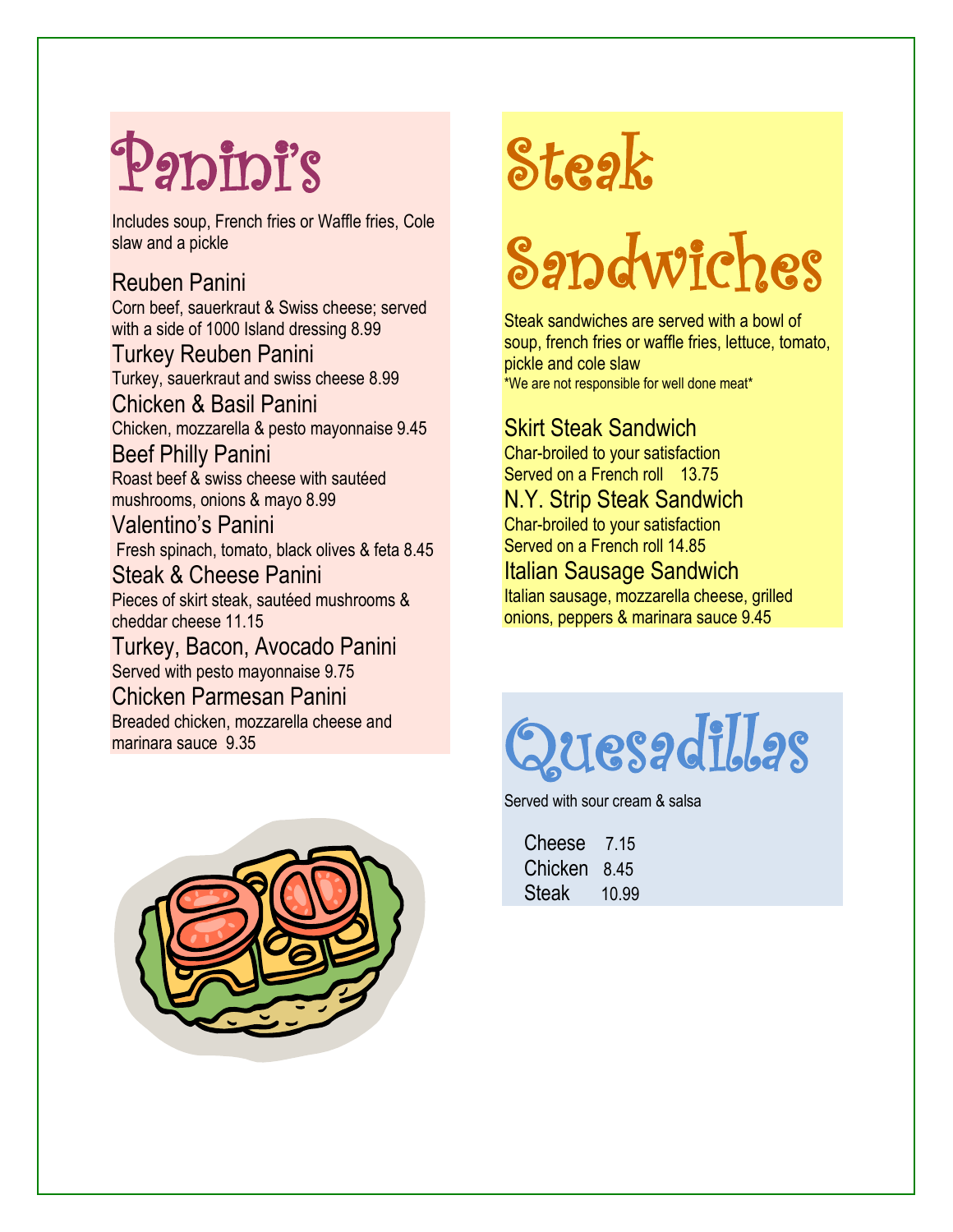# Panini's

Includes soup, French fries or Waffle fries, Cole slaw and a pickle

### Reuben Panini
Corn beef, sauerkraut & Swiss cheese; served with a side of 1000 Island dressing 8.99

### Turkey Reuben Panini
Turkey, sauerkraut and swiss cheese 8.99

### Chicken & Basil Panini
Chicken, mozzarella & pesto mayonnaise 9.45

### Beef Philly Panini
Roast beef & swiss cheese with sautéed mushrooms, onions & mayo 8.99

### Valentino's Panini
Fresh spinach, tomato, black olives & feta 8.45

### Steak & Cheese Panini
Pieces of skirt steak, sautéed mushrooms & cheddar cheese 11.15

### Turkey, Bacon, Avocado Panini
Served with pesto mayonnaise 9.75

### Chicken Parmesan Panini
Breaded chicken, mozzarella cheese and marinara sauce 9.35

# Steak Sandwiches

Steak sandwiches are served with a bowl of soup, french fries or waffle fries, lettuce, tomato, pickle and cole slaw
*We are not responsible for well done meat*

### Skirt Steak Sandwich
Char-broiled to your satisfaction
Served on a French roll 13.75

### N.Y. Strip Steak Sandwich
Char-broiled to your satisfaction
Served on a French roll 14.85

### Italian Sausage Sandwich
Italian sausage, mozzarella cheese, grilled onions, peppers & marinara sauce 9.45

# Quesadillas

Served with sour cream & salsa

- Cheese 7.15
- Chicken 8.45
- Steak 10.99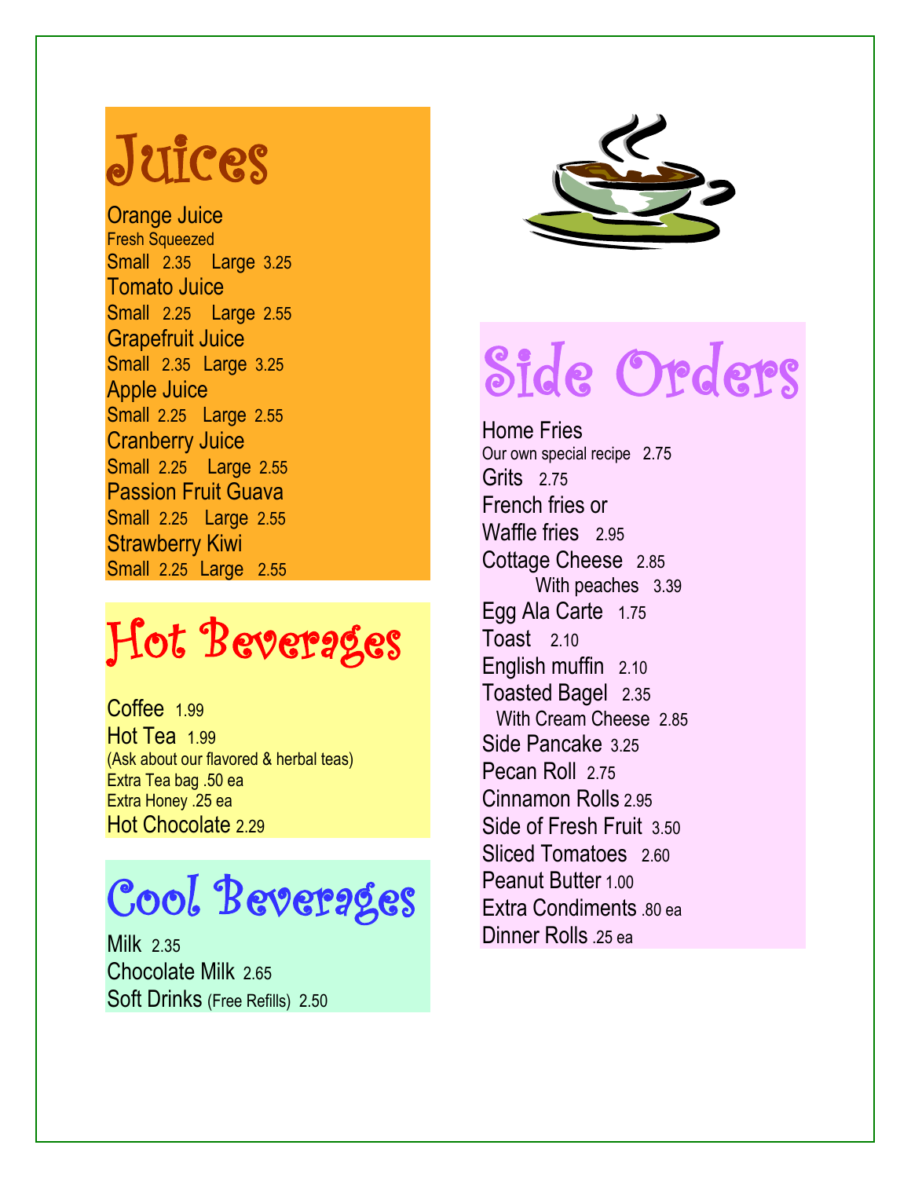# Juices

Orange Juice
Fresh Squeezed
Small 2.35 Large 3.25

Tomato Juice
Small 2.25 Large 2.55

Grapefruit Juice
Small 2.35 Large 3.25

Apple Juice
Small 2.25 Large 2.55

Cranberry Juice
Small 2.25 Large 2.55

Passion Fruit Guava
Small 2.25 Large 2.55

Strawberry Kiwi
Small 2.25 Large 2.55

# Hot Beverages

Coffee 1.99

Hot Tea 1.99
(Ask about our flavored & herbal teas)
Extra Tea bag .50 ea
Extra Honey .25 ea

Hot Chocolate 2.29

# Cool Beverages

Milk 2.35

Chocolate Milk 2.65

Soft Drinks (Free Refills) 2.50

# Side Orders

Home Fries
Our own special recipe 2.75

Grits 2.75

French fries or
Waffle fries 2.95

Cottage Cheese 2.85
With peaches 3.39

Egg Ala Carte 1.75

Toast 2.10

English muffin 2.10

Toasted Bagel 2.35
With Cream Cheese 2.85

Side Pancake 3.25

Pecan Roll 2.75

Cinnamon Rolls 2.95

Side of Fresh Fruit 3.50

Sliced Tomatoes 2.60

Peanut Butter 1.00

Extra Condiments .80 ea

Dinner Rolls .25 ea